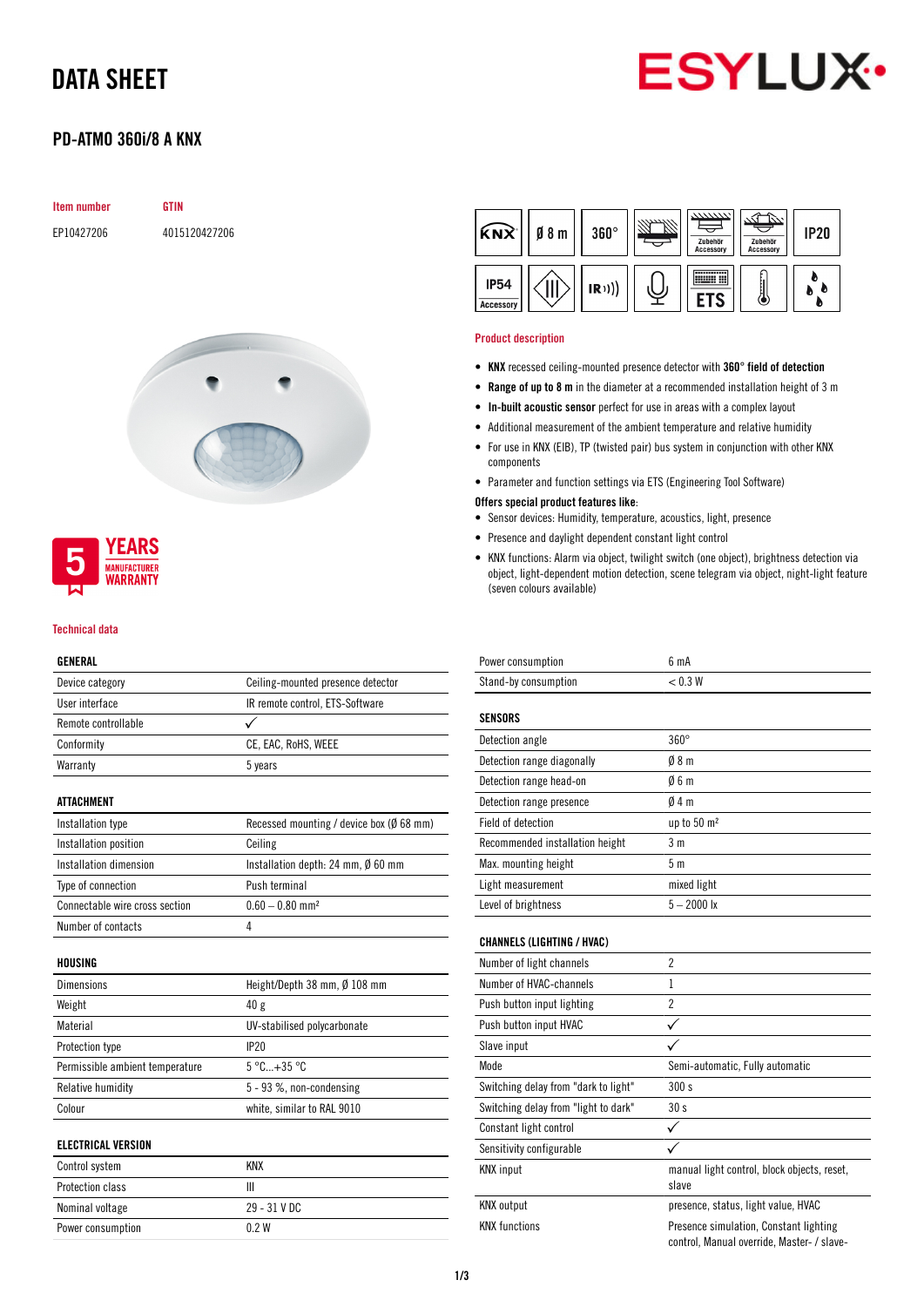# DATA SHEET

ESYLUX

## PD-ATMO 360i/8 A KNX

| Item number | GTIN |
|---|---|
| EP10427206 | 4015120427206 |

5 YEARS MANUFACTURER WARRANTY

### Product description

- **KNX** recessed ceiling-mounted presence detector with **360° field of detection**
- **Range of up to 8 m** in the diameter at a recommended installation height of 3 m
- **In-built acoustic sensor** perfect for use in areas with a complex layout
- Additional measurement of the ambient temperature and relative humidity
- For use in KNX (EIB), TP (twisted pair) bus system in conjunction with other KNX components
- Parameter and function settings via ETS (Engineering Tool Software)

**Offers special product features like**:

- Sensor devices: Humidity, temperature, acoustics, light, presence
- Presence and daylight dependent constant light control
- KNX functions: Alarm via object, twilight switch (one object), brightness detection via object, light-dependent motion detection, scene telegram via object, night-light feature (seven colours available)

### Technical data

| GENERAL | |
|---|---|
| Device category | Ceiling-mounted presence detector |
| User interface | IR remote control, ETS-Software |
| Remote controllable | ✓ |
| Conformity | CE, EAC, RoHS, WEEE |
| Warranty | 5 years |

| ATTACHMENT | |
|---|---|
| Installation type | Recessed mounting / device box (Ø 68 mm) |
| Installation position | Ceiling |
| Installation dimension | Installation depth: 24 mm, Ø 60 mm |
| Type of connection | Push terminal |
| Connectable wire cross section | 0.60 – 0.80 mm² |
| Number of contacts | 4 |

| HOUSING | |
|---|---|
| Dimensions | Height/Depth 38 mm, Ø 108 mm |
| Weight | 40 g |
| Material | UV-stabilised polycarbonate |
| Protection type | IP20 |
| Permissible ambient temperature | 5 °C...+35 °C |
| Relative humidity | 5 - 93 %, non-condensing |
| Colour | white, similar to RAL 9010 |

| ELECTRICAL VERSION | |
|---|---|
| Control system | KNX |
| Protection class | III |
| Nominal voltage | 29 - 31 V DC |
| Power consumption | 0.2 W |
| Power consumption | 6 mA |
| Stand-by consumption | < 0.3 W |

| SENSORS | |
|---|---|
| Detection angle | 360° |
| Detection range diagonally | Ø 8 m |
| Detection range head-on | Ø 6 m |
| Detection range presence | Ø 4 m |
| Field of detection | up to 50 m² |
| Recommended installation height | 3 m |
| Max. mounting height | 5 m |
| Light measurement | mixed light |
| Level of brightness | 5 – 2000 lx |

| CHANNELS (LIGHTING / HVAC) | |
|---|---|
| Number of light channels | 2 |
| Number of HVAC-channels | 1 |
| Push button input lighting | 2 |
| Push button input HVAC | ✓ |
| Slave input | ✓ |
| Mode | Semi-automatic, Fully automatic |
| Switching delay from "dark to light" | 300 s |
| Switching delay from "light to dark" | 30 s |
| Constant light control | ✓ |
| Sensitivity configurable | ✓ |
| KNX input | manual light control, block objects, reset, slave |
| KNX output | presence, status, light value, HVAC |
| KNX functions | Presence simulation, Constant lighting control, Manual override, Master- / slave- |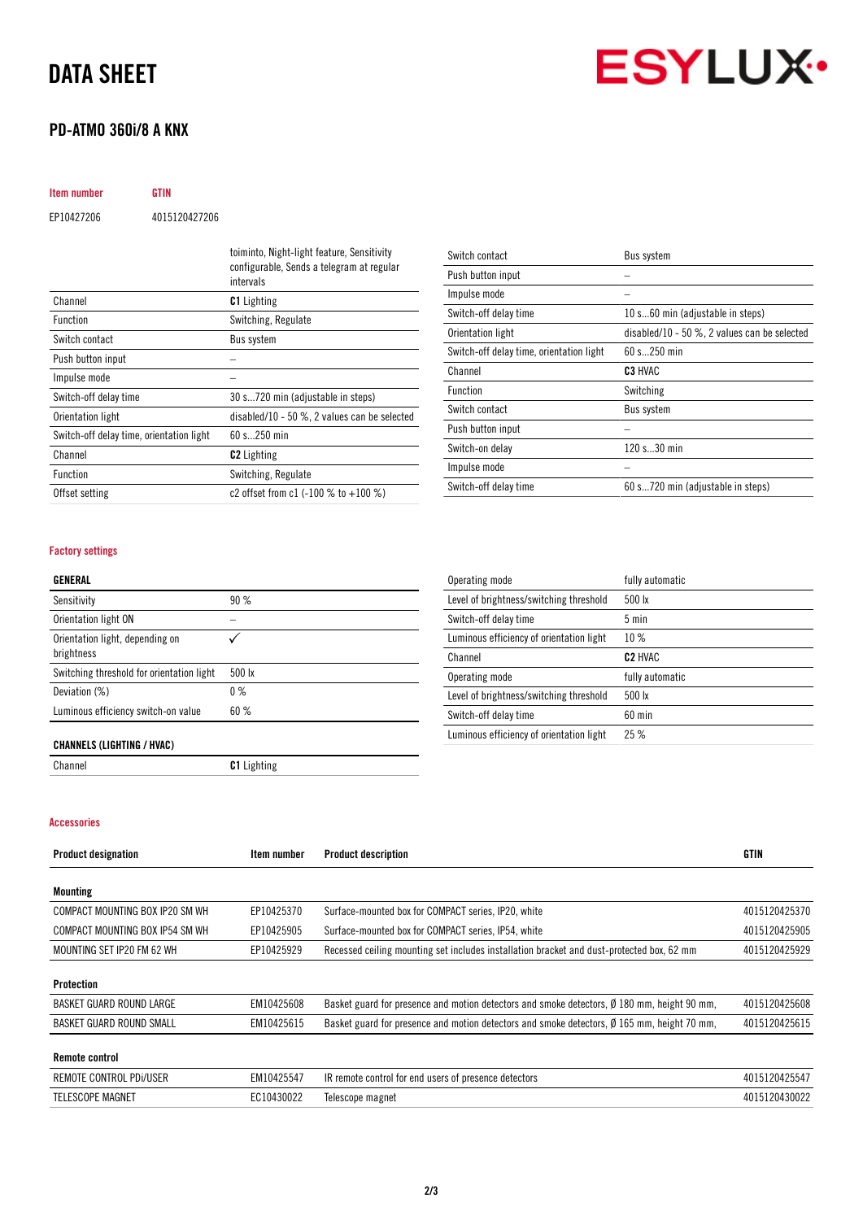# DATA SHEET

## PD-ATMO 360i/8 A KNX

| Item number | GTIN |
|---|---|
| EP10427206 | 4015120427206 |

| | |
|---|---|
| | toiminto, Night-light feature, Sensitivity configurable, Sends a telegram at regular intervals |
| Channel | **C1** Lighting |
| Function | Switching, Regulate |
| Switch contact | Bus system |
| Push button input | – |
| Impulse mode | – |
| Switch-off delay time | 30 s...720 min (adjustable in steps) |
| Orientation light | disabled/10 - 50 %, 2 values can be selected |
| Switch-off delay time, orientation light | 60 s...250 min |
| Channel | **C2** Lighting |
| Function | Switching, Regulate |
| Offset setting | c2 offset from c1 (-100 % to +100 %) |
| Switch contact | Bus system |
| Push button input | – |
| Impulse mode | – |
| Switch-off delay time | 10 s...60 min (adjustable in steps) |
| Orientation light | disabled/10 - 50 %, 2 values can be selected |
| Switch-off delay time, orientation light | 60 s...250 min |
| Channel | **C3** HVAC |
| Function | Switching |
| Switch contact | Bus system |
| Push button input | – |
| Switch-on delay | 120 s...30 min |
| Impulse mode | – |
| Switch-off delay time | 60 s...720 min (adjustable in steps) |

### Factory settings

| **GENERAL** | |
|---|---|
| Sensitivity | 90 % |
| Orientation light ON | – |
| Orientation light, depending on brightness | ✓ |
| Switching threshold for orientation light | 500 lx |
| Deviation (%) | 0 % |
| Luminous efficiency switch-on value | 60 % |

| **CHANNELS (LIGHTING / HVAC)** | |
|---|---|
| Channel | **C1** Lighting |
| Operating mode | fully automatic |
| Level of brightness/switching threshold | 500 lx |
| Switch-off delay time | 5 min |
| Luminous efficiency of orientation light | 10 % |
| Channel | **C2** HVAC |
| Operating mode | fully automatic |
| Level of brightness/switching threshold | 500 lx |
| Switch-off delay time | 60 min |
| Luminous efficiency of orientation light | 25 % |

### Accessories

| Product designation | Item number | Product description | GTIN |
|---|---|---|---|
| **Mounting** | | | |
| COMPACT MOUNTING BOX IP20 SM WH | EP10425370 | Surface-mounted box for COMPACT series, IP20, white | 4015120425370 |
| COMPACT MOUNTING BOX IP54 SM WH | EP10425905 | Surface-mounted box for COMPACT series, IP54, white | 4015120425905 |
| MOUNTING SET IP20 FM 62 WH | EP10425929 | Recessed ceiling mounting set includes installation bracket and dust-protected box, 62 mm | 4015120425929 |
| **Protection** | | | |
| BASKET GUARD ROUND LARGE | EM10425608 | Basket guard for presence and motion detectors and smoke detectors, Ø 180 mm, height 90 mm, | 4015120425608 |
| BASKET GUARD ROUND SMALL | EM10425615 | Basket guard for presence and motion detectors and smoke detectors, Ø 165 mm, height 70 mm, | 4015120425615 |
| **Remote control** | | | |
| REMOTE CONTROL PDi/USER | EM10425547 | IR remote control for end users of presence detectors | 4015120425547 |
| TELESCOPE MAGNET | EC10430022 | Telescope magnet | 4015120430022 |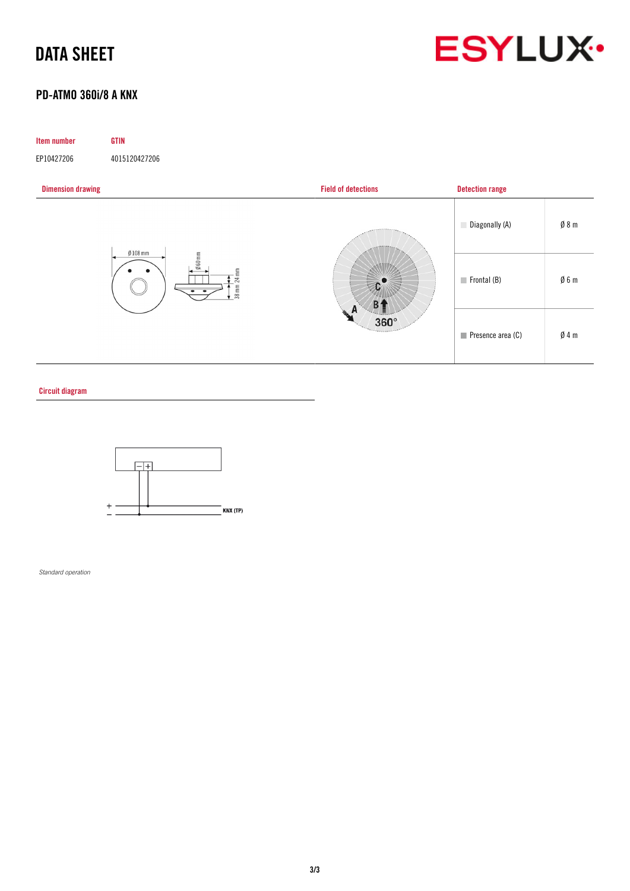# DATA SHEET

ESYLUX

## PD-ATMO 360i/8 A KNX

| Item number | GTIN |
|---|---|
| EP10427206 | 4015120427206 |

### Dimension drawing

Ø 108 mm

Ø 60 mm

38 mm 24 mm

### Field of detections

A

B

C

360°

### Detection range

| | |
|---|---|
| Diagonally (A) | Ø 8 m |
| Frontal (B) | Ø 6 m |
| Presence area (C) | Ø 4 m |

### Circuit diagram

KNX (TP)

*Standard operation*